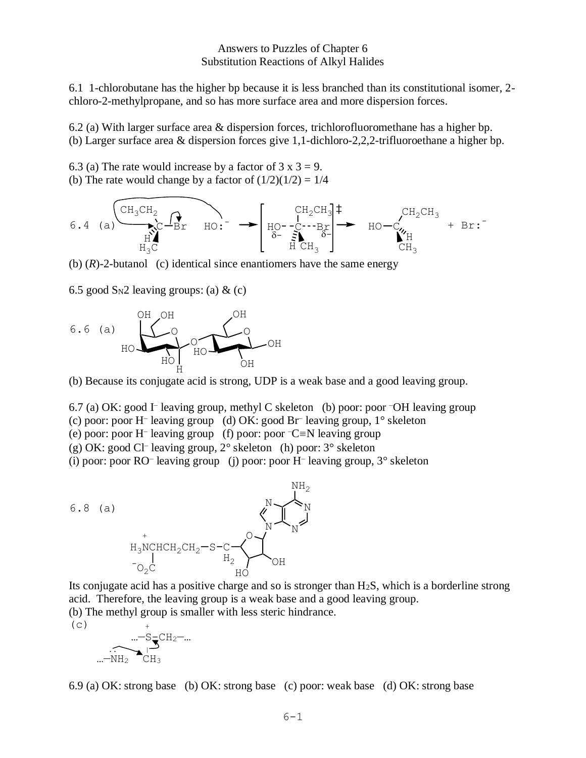# Answers to Puzzles of Chapter 6
## Substitution Reactions of Alkyl Halides

6.1 1-chlorobutane has the higher bp because it is less branched than its constitutional isomer, 2-chloro-2-methylpropane, and so has more surface area and more dispersion forces.

6.2 (a) With larger surface area & dispersion forces, trichlorofluoromethane has a higher bp.
(b) Larger surface area & dispersion forces give 1,1-dichloro-2,2,2-trifluoroethane a higher bp.

6.3 (a) The rate would increase by a factor of 3 x 3 = 9.
(b) The rate would change by a factor of (1/2)(1/2) = 1/4

6.4 (a) $CH_3CH_2(H)(H_3C)C{-}Br + HO{:}^- \rightarrow [HO^{\delta-}{\cdots}C(CH_2CH_3)(H)(CH_3){\cdots}Br^{\delta-}]^{\ddagger} \rightarrow HO{-}C(CH_2CH_3)(H)(CH_3) + Br{:}^-$

(b) (*R*)-2-butanol (c) identical since enantiomers have the same energy

6.5 good $S_N2$ leaving groups: (a) & (c)

6.6 (a) [structure of a disaccharide]

(b) Because its conjugate acid is strong, UDP is a weak base and a good leaving group.

6.7 (a) OK: good $I^-$ leaving group, methyl C skeleton (b) poor: poor $^-OH$ leaving group
(c) poor: poor $H^-$ leaving group (d) OK: good $Br^-$ leaving group, 1° skeleton
(e) poor: poor $H^-$ leaving group (f) poor: poor $^-C{\equiv}N$ leaving group
(g) OK: good $Cl^-$ leaving group, 2° skeleton (h) poor: 3° skeleton
(i) poor: poor $RO^-$ leaving group (j) poor: poor $H^-$ leaving group, 3° skeleton

6.8 (a) $H_3\overset{+}{N}CH(CO_2^-)CH_2CH_2{-}S{-}CH_2{-}$(ribose–adenine)

Its conjugate acid has a positive charge and so is stronger than $H_2S$, which is a borderline strong acid. Therefore, the leaving group is a weak base and a good leaving group.
(b) The methyl group is smaller with less steric hindrance.
(c) $\ldots{-}\ddot{N}H_2$ attacks $CH_3$ of $\ldots{-}\overset{+}{S}(CH_3){-}CH_2{-}\ldots$

6.9 (a) OK: strong base (b) OK: strong base (c) poor: weak base (d) OK: strong base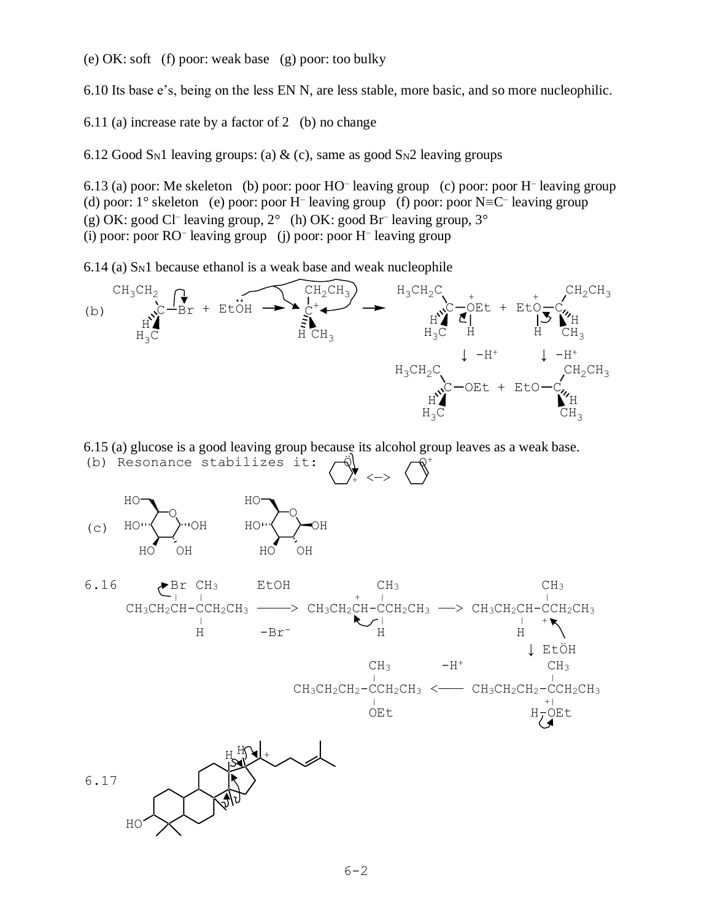(e) OK: soft (f) poor: weak base (g) poor: too bulky

6.10 Its base e's, being on the less EN N, are less stable, more basic, and so more nucleophilic.

6.11 (a) increase rate by a factor of 2 (b) no change

6.12 Good $S_N1$ leaving groups: (a) & (c), same as good $S_N2$ leaving groups

6.13 (a) poor: Me skeleton (b) poor: poor $HO^-$ leaving group (c) poor: poor $H^-$ leaving group
(d) poor: 1° skeleton (e) poor: poor $H^-$ leaving group (f) poor: poor $N{\equiv}C^-$ leaving group
(g) OK: good $Cl^-$ leaving group, 2° (h) OK: good $Br^-$ leaving group, 3°
(i) poor: poor $RO^-$ leaving group (j) poor: poor $H^-$ leaving group

6.14 (a) $S_N1$ because ethanol is a weak base and weak nucleophile

(b) $CH_3CH_2(H)(H_3C)C{-}Br$ + EtOH → $CH_3CH_2(H)(CH_3)C^+$ → $H_3CH_2C(H)(H_3C)C{-}\overset{+}{O}(H)Et$ + $Et\overset{+}{O}(H){-}C(CH_2CH_3)(H)(CH_3)$

↓ $-H^+$ ↓ $-H^+$

$H_3CH_2C(H)(H_3C)C{-}OEt$ + $EtO{-}C(CH_2CH_3)(H)(CH_3)$

6.15 (a) glucose is a good leaving group because its alcohol group leaves as a weak base.
(b) Resonance stabilizes it: (oxocarbenium resonance structures) <—>

(c) (α- and β-glucose structures)

6.16 $CH_3CH_2CH(Br){-}C(CH_3)(H)CH_2CH_3$ —(EtOH, $-Br^-$)→ $CH_3CH_2\overset{+}{C}H{-}C(CH_3)(H)CH_2CH_3$ → $CH_3CH_2CH(H){-}\overset{+}{C}(CH_3)CH_2CH_3$

↓ EtÖH

$CH_3CH_2CH_2{-}C(CH_3)(OEt)CH_2CH_3$ ←($-H^+$)— $CH_3CH_2CH_2{-}C(CH_3)(\overset{+}{O}HEt)CH_2CH_3$

6.17 (steroid carbocation rearrangement structure with hydride and methyl shifts)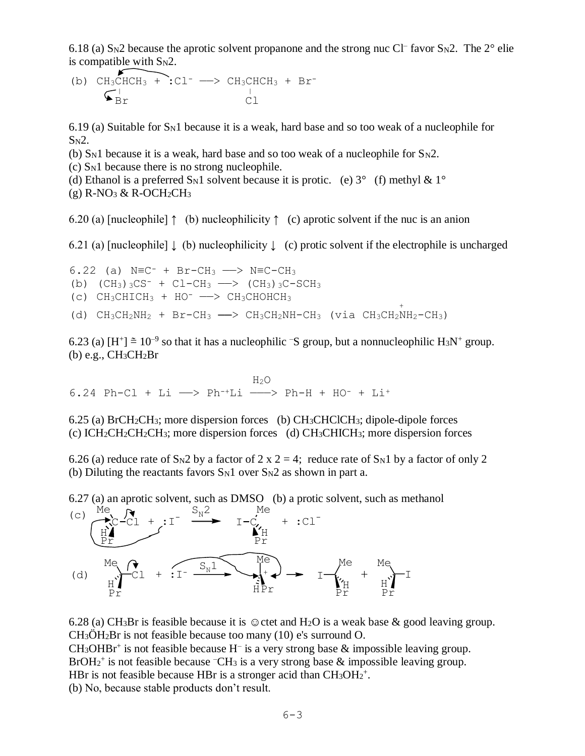6.18 (a) $S_N2$ because the aprotic solvent propanone and the strong nuc $Cl^-$ favor $S_N2$. The 2° elie is compatible with $S_N2$.

```
(b) CH3CHCH3 + :Cl- ——> CH3CHCH3 + Br-
        |                   |
        Br                  Cl
```

6.19 (a) Suitable for $S_N1$ because it is a weak, hard base and so too weak of a nucleophile for $S_N2$.

(b) $S_N1$ because it is a weak, hard base and so too weak of a nucleophile for $S_N2$.

(c) $S_N1$ because there is no strong nucleophile.

(d) Ethanol is a preferred $S_N1$ solvent because it is protic. (e) 3° (f) methyl & 1°

(g) $R\text{-}NO_3$ & $R\text{-}OCH_2CH_3$

6.20 (a) [nucleophile] ↑ (b) nucleophilicity ↑ (c) aprotic solvent if the nuc is an anion

6.21 (a) [nucleophile] ↓ (b) nucleophilicity ↓ (c) protic solvent if the electrophile is uncharged

6.22 (a) $N{\equiv}C^- + Br\text{-}CH_3 \longrightarrow N{\equiv}C\text{-}CH_3$

(b) $(CH_3)_3CS^- + Cl\text{-}CH_3 \longrightarrow (CH_3)_3C\text{-}SCH_3$

(c) $CH_3CHICH_3 + HO^- \longrightarrow CH_3CHOHCH_3$

(d) $CH_3CH_2NH_2 + Br\text{-}CH_3 \longrightarrow CH_3CH_2NH\text{-}CH_3$ (via $CH_3CH_2\overset{+}{N}H_2\text{-}CH_3$)

6.23 (a) $[H^+] \cong 10^{-9}$ so that it has a nucleophilic $^-S$ group, but a nonnucleophilic $H_3N^+$ group.

(b) e.g., $CH_3CH_2Br$

6.24 $Ph\text{-}Cl + Li \longrightarrow Ph^{-+}Li \xrightarrow{H_2O} Ph\text{-}H + HO^- + Li^+$

6.25 (a) $BrCH_2CH_3$; more dispersion forces (b) $CH_3CHClCH_3$; dipole-dipole forces

(c) $ICH_2CH_2CH_2CH_3$; more dispersion forces (d) $CH_3CHICH_3$; more dispersion forces

6.26 (a) reduce rate of $S_N2$ by a factor of 2 x 2 = 4; reduce rate of $S_N1$ by a factor of only 2

(b) Diluting the reactants favors $S_N1$ over $S_N2$ as shown in part a.

6.27 (a) an aprotic solvent, such as DMSO (b) a protic solvent, such as methanol

(c) (Me)(H)(Pr)C–Cl + :I⁻ —$S_N2$→ I–C(Me)(H)(Pr) + :Cl⁻

(d) (Me)(H)(Pr)C–Cl + :I⁻ —$S_N1$→ [(Me)(H)(Pr)C⁺] → I–C(Me)(H)(Pr) + (Me)(H)(Pr)C–I

6.28 (a) $CH_3Br$ is feasible because it is ☺ctet and $H_2O$ is a weak base & good leaving group.

$CH_3\ddot{O}H_2Br$ is not feasible because too many (10) e's surround O.

$CH_3OHBr^+$ is not feasible because $H^-$ is a very strong base & impossible leaving group.

$BrOH_2^+$ is not feasible because $^-CH_3$ is a very strong base & impossible leaving group.

HBr is not feasible because HBr is a stronger acid than $CH_3OH_2^+$.

(b) No, because stable products don't result.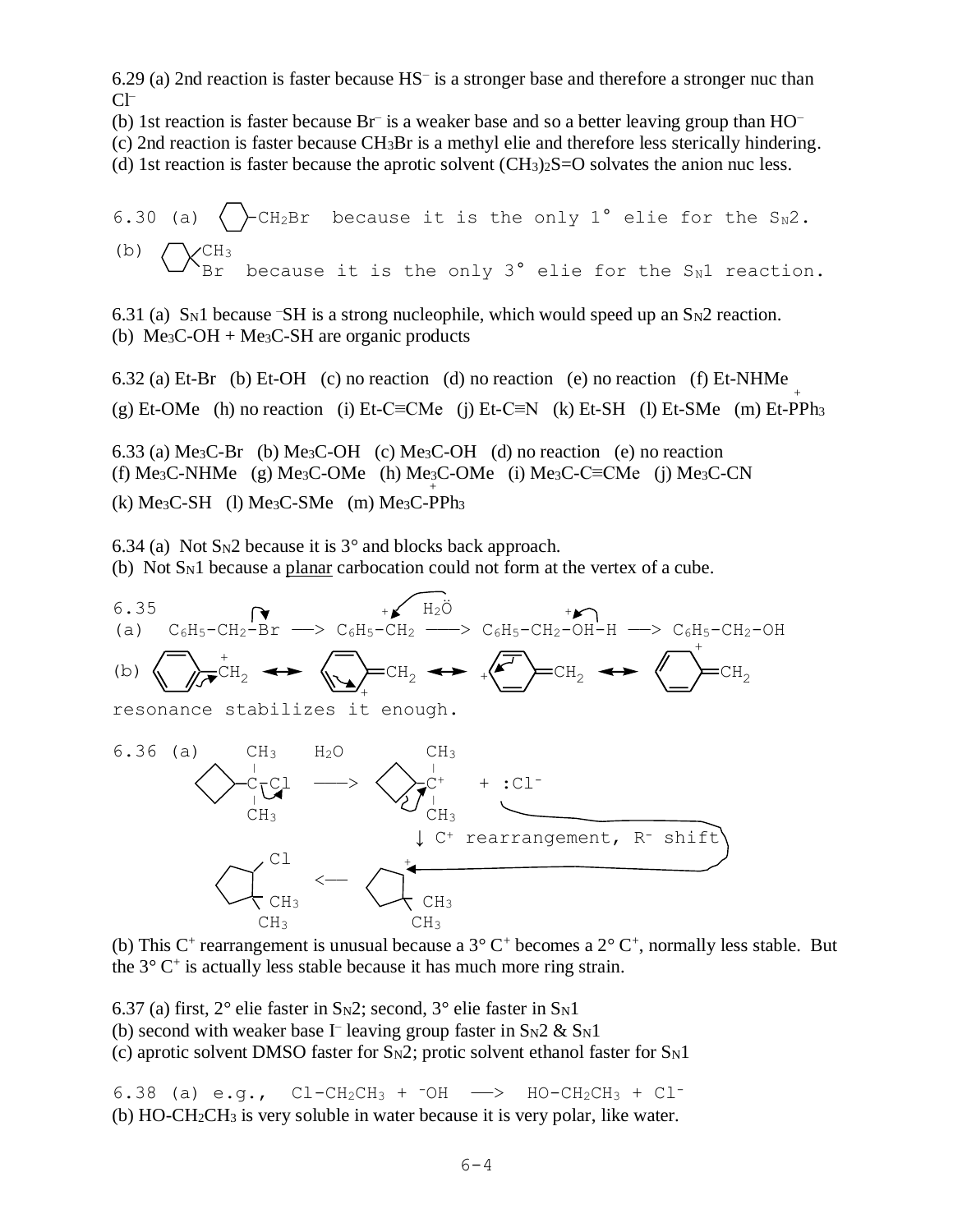6.29 (a) 2nd reaction is faster because $HS^-$ is a stronger base and therefore a stronger nuc than $Cl^-$

(b) 1st reaction is faster because $Br^-$ is a weaker base and so a better leaving group than $HO^-$

(c) 2nd reaction is faster because $CH_3Br$ is a methyl elie and therefore less sterically hindering.

(d) 1st reaction is faster because the aprotic solvent $(CH_3)_2S{=}O$ solvates the anion nuc less.

6.30 (a) (cyclohexyl)-$CH_2Br$ because it is the only 1° elie for the $S_N2$.

(b) 1-bromo-1-methylcyclohexane ($CH_3$, Br on same ring carbon) because it is the only 3° elie for the $S_N1$ reaction.

6.31 (a) $S_N1$ because $^-SH$ is a strong nucleophile, which would speed up an $S_N2$ reaction.

(b) $Me_3C$-OH + $Me_3C$-SH are organic products

6.32 (a) Et-Br (b) Et-OH (c) no reaction (d) no reaction (e) no reaction (f) Et-NHMe

(g) Et-OMe (h) no reaction (i) Et-C≡CMe (j) Et-C≡N (k) Et-SH (l) Et-SMe (m) Et-$\overset{+}{P}Ph_3$

6.33 (a) $Me_3C$-Br (b) $Me_3C$-OH (c) $Me_3C$-OH (d) no reaction (e) no reaction

(f) $Me_3C$-NHMe (g) $Me_3C$-OMe (h) $Me_3C$-OMe (i) $Me_3C$-C≡CMe (j) $Me_3C$-CN

(k) $Me_3C$-SH (l) $Me_3C$-SMe (m) $Me_3C$-$\overset{+}{P}Ph_3$

6.34 (a) Not $S_N2$ because it is 3° and blocks back approach.

(b) Not $S_N1$ because a <u>planar</u> carbocation could not form at the vertex of a cube.

6.35

(a) $C_6H_5$-$CH_2$-Br ⟶ $C_6H_5$-$\overset{+}{C}H_2$ —($H_2\ddot{O}$)⟶ $C_6H_5$-$CH_2$-$\overset{+}{O}H$-H ⟶ $C_6H_5$-$CH_2$-OH

(b) benzyl cation $\overset{+}{C}H_2$ ⟷ (+ at ortho)=$CH_2$ ⟷ (+ at para)=$CH_2$ ⟷ (+ at other ortho)=$CH_2$

resonance stabilizes it enough.

6.36 (a) (cyclobutyl)-$C(CH_3)_2$-Cl —($H_2O$)⟶ (cyclobutyl)-$C^+(CH_3)_2$ + $:Cl^-$

↓ $C^+$ rearrangement, $R^-$ shift

(cyclopentyl cation with $C^+$ adjacent to $C(CH_3)_2$) ⟶ 1-chloro-2,2-dimethylcyclopentane (Cl, $CH_3$, $CH_3$)

(b) This $C^+$ rearrangement is unusual because a 3° $C^+$ becomes a 2° $C^+$, normally less stable. But the 3° $C^+$ is actually less stable because it has much more ring strain.

6.37 (a) first, 2° elie faster in $S_N2$; second, 3° elie faster in $S_N1$

(b) second with weaker base $I^-$ leaving group faster in $S_N2$ & $S_N1$

(c) aprotic solvent DMSO faster for $S_N2$; protic solvent ethanol faster for $S_N1$

6.38 (a) e.g., $Cl$-$CH_2CH_3$ + $^-OH$ ⟶ HO-$CH_2CH_3$ + $Cl^-$

(b) HO-$CH_2CH_3$ is very soluble in water because it is very polar, like water.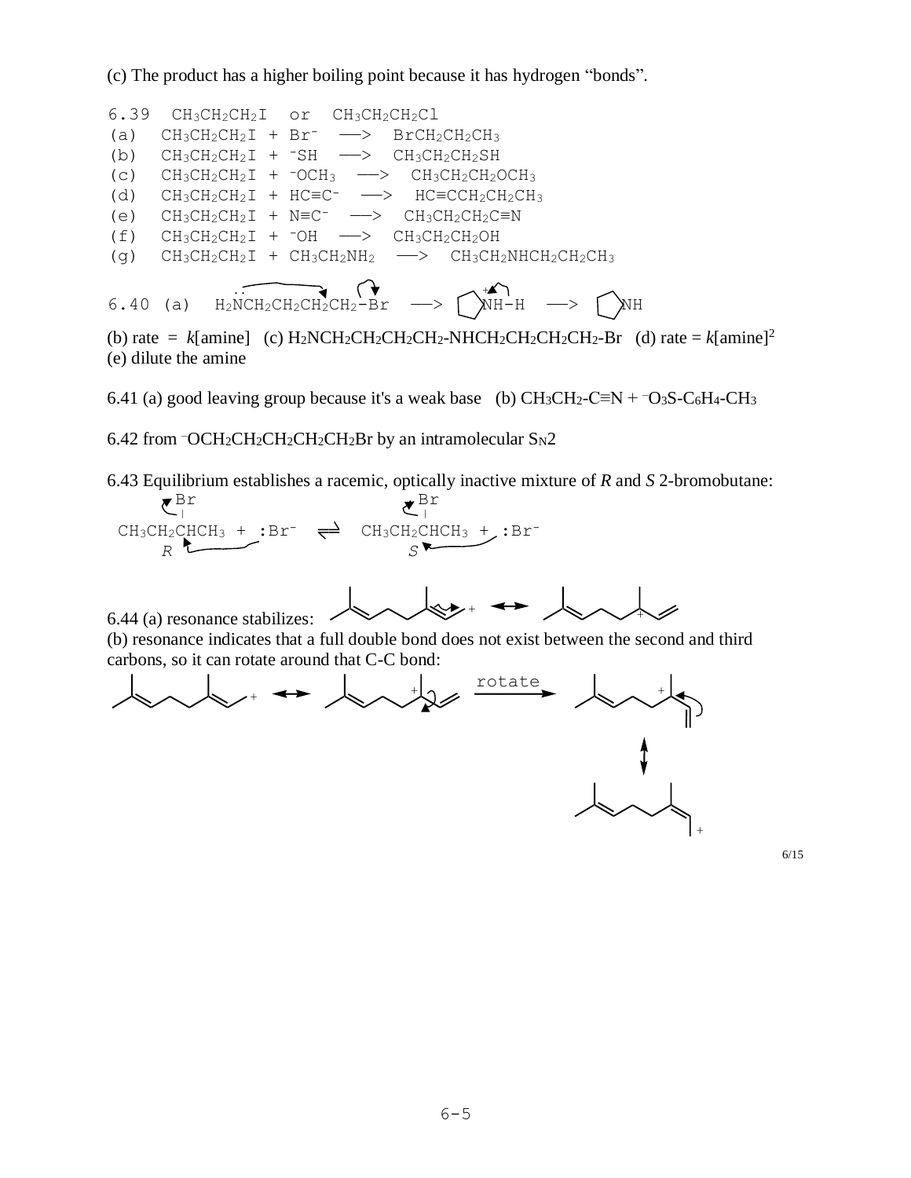(c) The product has a higher boiling point because it has hydrogen "bonds".

6.39 $CH_3CH_2CH_2I$ or $CH_3CH_2CH_2Cl$

(a) $CH_3CH_2CH_2I + Br^- \longrightarrow BrCH_2CH_2CH_3$

(b) $CH_3CH_2CH_2I + {}^-SH \longrightarrow CH_3CH_2CH_2SH$

(c) $CH_3CH_2CH_2I + {}^-OCH_3 \longrightarrow CH_3CH_2CH_2OCH_3$

(d) $CH_3CH_2CH_2I + HC{\equiv}C^- \longrightarrow HC{\equiv}CCH_2CH_2CH_3$

(e) $CH_3CH_2CH_2I + N{\equiv}C^- \longrightarrow CH_3CH_2CH_2C{\equiv}N$

(f) $CH_3CH_2CH_2I + {}^-OH \longrightarrow CH_3CH_2CH_2OH$

(g) $CH_3CH_2CH_2I + CH_3CH_2NH_2 \longrightarrow CH_3CH_2NHCH_2CH_2CH_3$

6.40 (a) $H_2\ddot{N}CH_2CH_2CH_2CH_2{-}Br \longrightarrow$ (cyclic $\overset{+}{N}H{-}H$) $\longrightarrow$ (cyclic NH)

(b) rate = $k$[amine] (c) $H_2NCH_2CH_2CH_2CH_2{-}NHCH_2CH_2CH_2CH_2{-}Br$ (d) rate = $k[\text{amine}]^2$

(e) dilute the amine

6.41 (a) good leaving group because it's a weak base (b) $CH_3CH_2{-}C{\equiv}N + {}^-O_3S{-}C_6H_4{-}CH_3$

6.42 from ${}^-OCH_2CH_2CH_2CH_2CH_2Br$ by an intramolecular $S_N2$

6.43 Equilibrium establishes a racemic, optically inactive mixture of *R* and *S* 2-bromobutane:

$CH_3CH_2CH(Br)CH_3$ (*R*) $+ :Br^- \rightleftharpoons CH_3CH_2CH(Br)CH_3$ (*S*) $+ :Br^-$

6.44 (a) resonance stabilizes:

(b) resonance indicates that a full double bond does not exist between the second and third carbons, so it can rotate around that C-C bond:

rotate